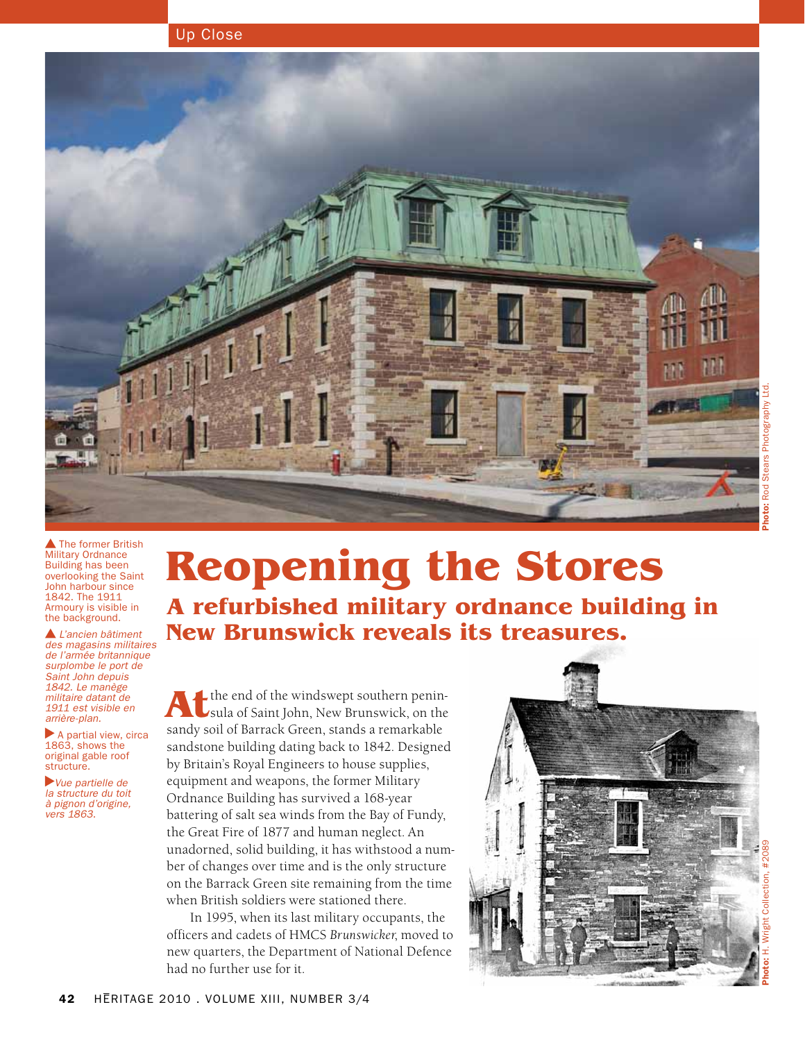Up Close

Photo: Rod Stears Photography Ltd.

▲ The former British Military Ordnance Building has been overlooking the Saint John harbour since 1842. The 1911 Armoury is visible in the background.

▲ *L'ancien bâtiment des magasins militaires de l'armée britannique surplombe le port de Saint John depuis 1842. Le manège militaire datant de 1911 est visible en arrière-plan.*

▶ A partial view, circa 1863, shows the original gable roof structure.

▶ *Vue partielle de la structure du toit à pignon d'origine, vers 1863.*

# Reopening the Stores

## A refurbished military ordnance building in New Brunswick reveals its treasures.

At the end of the windswept southern peninsula of Saint John, New Brunswick, on the sandy soil of Barrack Green, stands a remarkable sandstone building dating back to 1842. Designed by Britain's Royal Engineers to house supplies, equipment and weapons, the former Military Ordnance Building has survived a 168-year battering of salt sea winds from the Bay of Fundy, the Great Fire of 1877 and human neglect. An unadorned, solid building, it has withstood a number of changes over time and is the only structure on the Barrack Green site remaining from the time when British soldiers were stationed there.

In 1995, when its last military occupants, the officers and cadets of HMCS *Brunswicker*, moved to new quarters, the Department of National Defence had no further use for it.

Photo: H. Wright Collection, #2089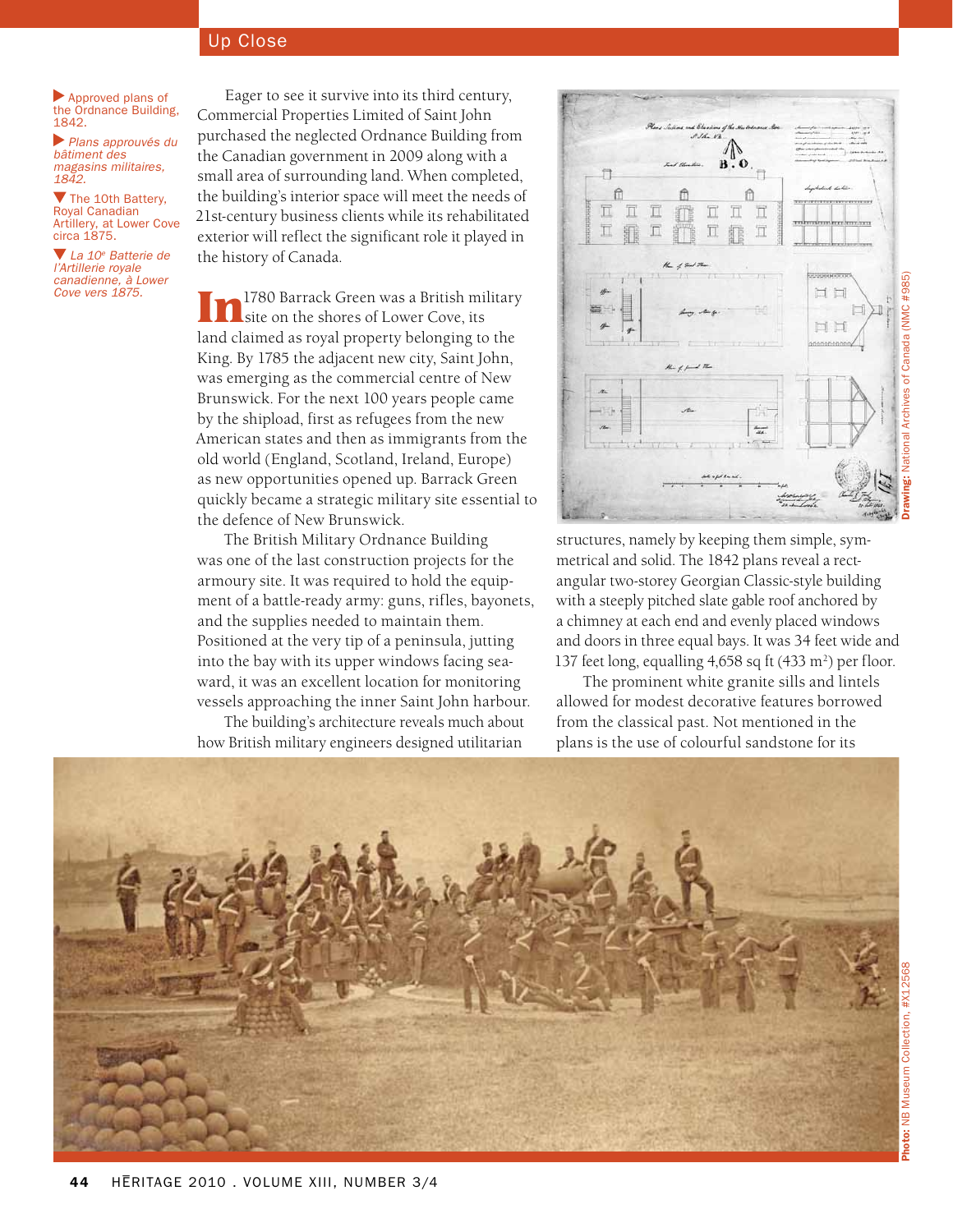▶ Approved plans of the Ordnance Building, 1842.

▶ *Plans approuvés du bâtiment des magasins militaires, 1842.*

▼ The 10th Battery, Royal Canadian Artillery, at Lower Cove circa 1875.

▼ *La 10e Batterie de l'Artillerie royale canadienne, à Lower Cove vers 1875.*

Eager to see it survive into its third century, Commercial Properties Limited of Saint John purchased the neglected Ordnance Building from the Canadian government in 2009 along with a small area of surrounding land. When completed, the building's interior space will meet the needs of 21st-century business clients while its rehabilitated exterior will reflect the significant role it played in the history of Canada.

In 1780 Barrack Green was a British military site on the shores of Lower Cove, its land claimed as royal property belonging to the King. By 1785 the adjacent new city, Saint John, was emerging as the commercial centre of New Brunswick. For the next 100 years people came by the shipload, first as refugees from the new American states and then as immigrants from the old world (England, Scotland, Ireland, Europe) as new opportunities opened up. Barrack Green quickly became a strategic military site essential to the defence of New Brunswick.

The British Military Ordnance Building was one of the last construction projects for the armoury site. It was required to hold the equipment of a battle-ready army: guns, rifles, bayonets, and the supplies needed to maintain them. Positioned at the very tip of a peninsula, jutting into the bay with its upper windows facing seaward, it was an excellent location for monitoring vessels approaching the inner Saint John harbour.

The building's architecture reveals much about how British military engineers designed utilitarian structures, namely by keeping them simple, symmetrical and solid. The 1842 plans reveal a rectangular two-storey Georgian Classic-style building with a steeply pitched slate gable roof anchored by a chimney at each end and evenly placed windows and doors in three equal bays. It was 34 feet wide and 137 feet long, equalling 4,658 sq ft (433 m²) per floor.

The prominent white granite sills and lintels allowed for modest decorative features borrowed from the classical past. Not mentioned in the plans is the use of colourful sandstone for its

**Drawing:** National Archives of Canada (NMC #985)

**Photo:** NB Museum Collection, #X12568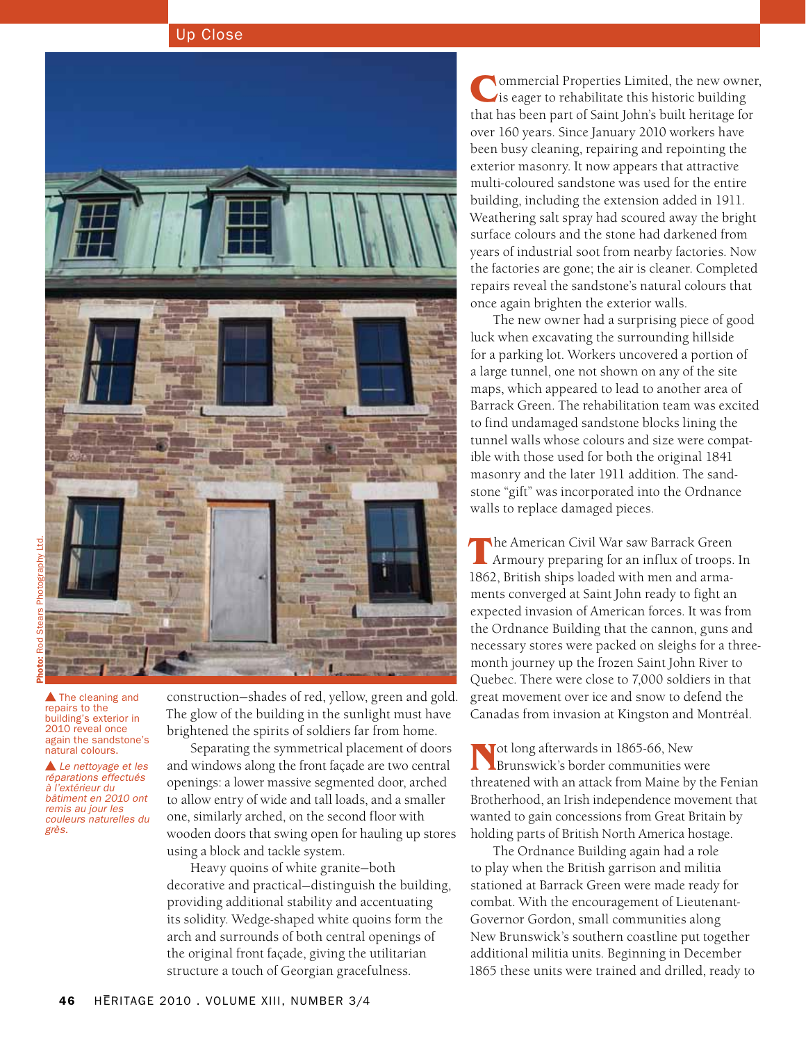Photo: Rod Stears Photography Ltd.

▲ The cleaning and repairs to the building's exterior in 2010 reveal once again the sandstone's natural colours.

▲ *Le nettoyage et les réparations effectués à l'extérieur du bâtiment en 2010 ont remis au jour les couleurs naturelles du grès.*

construction—shades of red, yellow, green and gold. The glow of the building in the sunlight must have brightened the spirits of soldiers far from home.

Separating the symmetrical placement of doors and windows along the front façade are two central openings: a lower massive segmented door, arched to allow entry of wide and tall loads, and a smaller one, similarly arched, on the second floor with wooden doors that swing open for hauling up stores using a block and tackle system.

Heavy quoins of white granite—both decorative and practical—distinguish the building, providing additional stability and accentuating its solidity. Wedge-shaped white quoins form the arch and surrounds of both central openings of the original front façade, giving the utilitarian structure a touch of Georgian gracefulness.

Commercial Properties Limited, the new owner, is eager to rehabilitate this historic building that has been part of Saint John's built heritage for over 160 years. Since January 2010 workers have been busy cleaning, repairing and repointing the exterior masonry. It now appears that attractive multi-coloured sandstone was used for the entire building, including the extension added in 1911. Weathering salt spray had scoured away the bright surface colours and the stone had darkened from years of industrial soot from nearby factories. Now the factories are gone; the air is cleaner. Completed repairs reveal the sandstone's natural colours that once again brighten the exterior walls.

The new owner had a surprising piece of good luck when excavating the surrounding hillside for a parking lot. Workers uncovered a portion of a large tunnel, one not shown on any of the site maps, which appeared to lead to another area of Barrack Green. The rehabilitation team was excited to find undamaged sandstone blocks lining the tunnel walls whose colours and size were compatible with those used for both the original 1841 masonry and the later 1911 addition. The sandstone "gift" was incorporated into the Ordnance walls to replace damaged pieces.

The American Civil War saw Barrack Green Armoury preparing for an influx of troops. In 1862, British ships loaded with men and armaments converged at Saint John ready to fight an expected invasion of American forces. It was from the Ordnance Building that the cannon, guns and necessary stores were packed on sleighs for a three-month journey up the frozen Saint John River to Quebec. There were close to 7,000 soldiers in that great movement over ice and snow to defend the Canadas from invasion at Kingston and Montréal.

Not long afterwards in 1865-66, New Brunswick's border communities were threatened with an attack from Maine by the Fenian Brotherhood, an Irish independence movement that wanted to gain concessions from Great Britain by holding parts of British North America hostage.

The Ordnance Building again had a role to play when the British garrison and militia stationed at Barrack Green were made ready for combat. With the encouragement of Lieutenant-Governor Gordon, small communities along New Brunswick's southern coastline put together additional militia units. Beginning in December 1865 these units were trained and drilled, ready to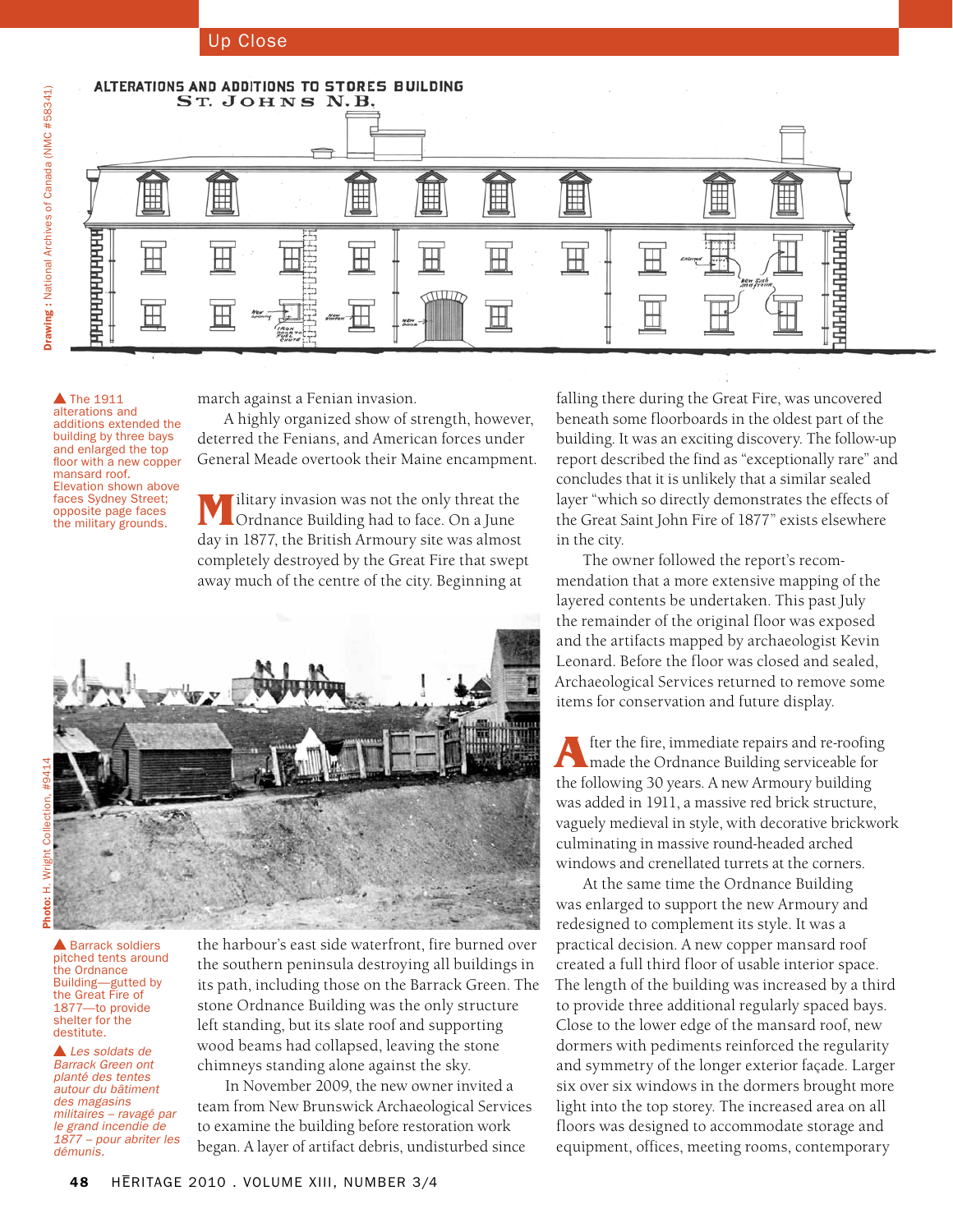## Up Close

ALTERATIONS AND ADDITIONS TO STORES BUILDING
ST. JOHNS N.B.

Drawing: National Archives of Canada (NMC #58341)

▲ The 1911 alterations and additions extended the building by three bays and enlarged the top floor with a new copper mansard roof. Elevation shown above faces Sydney Street; opposite page faces the military grounds.

march against a Fenian invasion.

A highly organized show of strength, however, deterred the Fenians, and American forces under General Meade overtook their Maine encampment.

Military invasion was not the only threat the Ordnance Building had to face. On a June day in 1877, the British Armoury site was almost completely destroyed by the Great Fire that swept away much of the centre of the city. Beginning at the harbour's east side waterfront, fire burned over the southern peninsula destroying all buildings in its path, including those on the Barrack Green. The stone Ordnance Building was the only structure left standing, but its slate roof and supporting wood beams had collapsed, leaving the stone chimneys standing alone against the sky.

In November 2009, the new owner invited a team from New Brunswick Archaeological Services to examine the building before restoration work began. A layer of artifact debris, undisturbed since falling there during the Great Fire, was uncovered beneath some floorboards in the oldest part of the building. It was an exciting discovery. The follow-up report described the find as "exceptionally rare" and concludes that it is unlikely that a similar sealed layer "which so directly demonstrates the effects of the Great Saint John Fire of 1877" exists elsewhere in the city.

The owner followed the report's recommendation that a more extensive mapping of the layered contents be undertaken. This past July the remainder of the original floor was exposed and the artifacts mapped by archaeologist Kevin Leonard. Before the floor was closed and sealed, Archaeological Services returned to remove some items for conservation and future display.

After the fire, immediate repairs and re-roofing made the Ordnance Building serviceable for the following 30 years. A new Armoury building was added in 1911, a massive red brick structure, vaguely medieval in style, with decorative brickwork culminating in massive round-headed arched windows and crenellated turrets at the corners.

At the same time the Ordnance Building was enlarged to support the new Armoury and redesigned to complement its style. It was a practical decision. A new copper mansard roof created a full third floor of usable interior space. The length of the building was increased by a third to provide three additional regularly spaced bays. Close to the lower edge of the mansard roof, new dormers with pediments reinforced the regularity and symmetry of the longer exterior façade. Larger six over six windows in the dormers brought more light into the top storey. The increased area on all floors was designed to accommodate storage and equipment, offices, meeting rooms, contemporary

Photo: H. Wright Collection, #9414

▲ Barrack soldiers pitched tents around the Ordnance Building—gutted by the Great Fire of 1877—to provide shelter for the destitute.

▲ *Les soldats de Barrack Green ont planté des tentes autour du bâtiment des magasins militaires – ravagé par le grand incendie de 1877 – pour abriter les démunis.*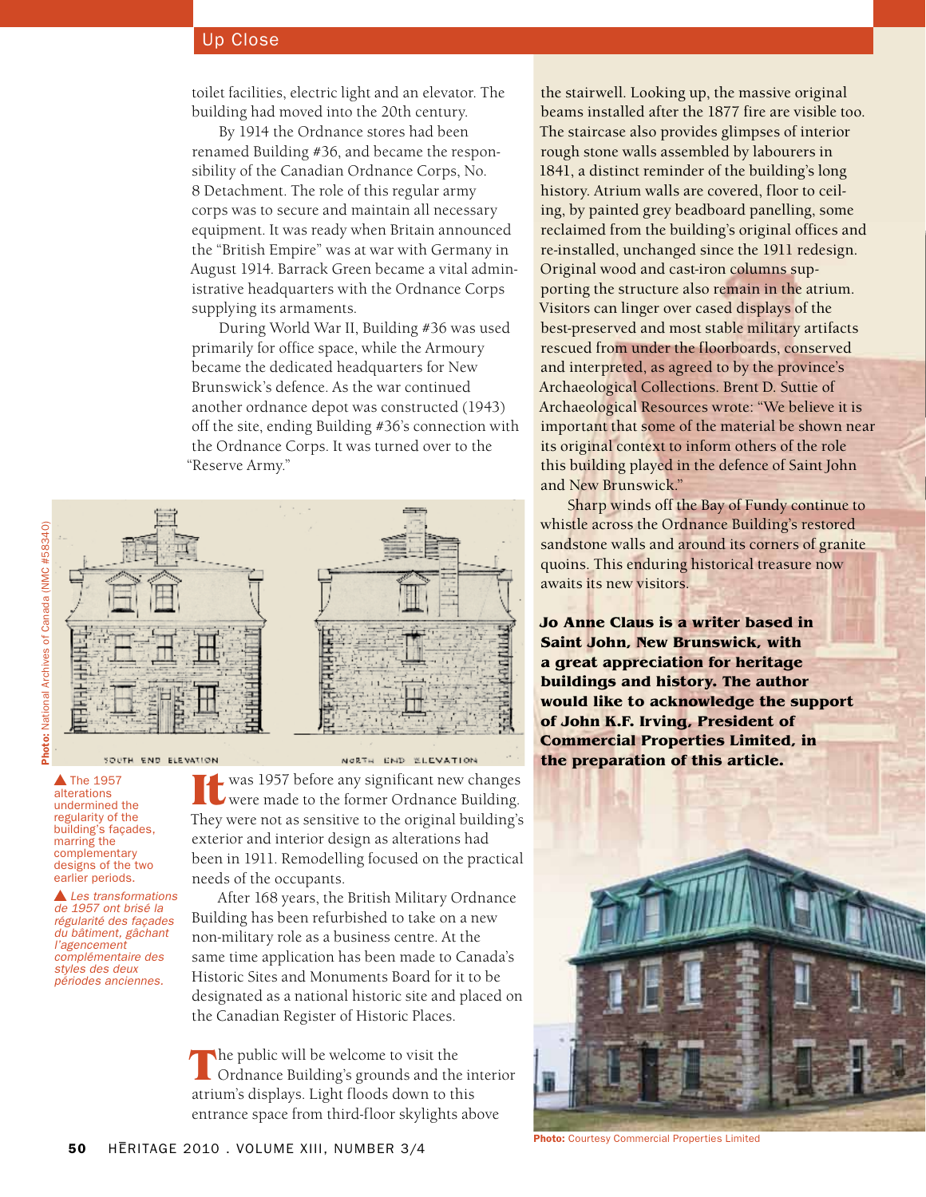toilet facilities, electric light and an elevator. The building had moved into the 20th century.

By 1914 the Ordnance stores had been renamed Building #36, and became the responsibility of the Canadian Ordnance Corps, No. 8 Detachment. The role of this regular army corps was to secure and maintain all necessary equipment. It was ready when Britain announced the "British Empire" was at war with Germany in August 1914. Barrack Green became a vital administrative headquarters with the Ordnance Corps supplying its armaments.

During World War II, Building #36 was used primarily for office space, while the Armoury became the dedicated headquarters for New Brunswick's defence. As the war continued another ordnance depot was constructed (1943) off the site, ending Building #36's connection with the Ordnance Corps. It was turned over to the "Reserve Army."

Photo: National Archives of Canada (NMC #58340)

SOUTH END ELEVATION

NORTH END ELEVATION

▲ The 1957 alterations undermined the regularity of the building's façades, marring the complementary designs of the two earlier periods.

▲ *Les transformations de 1957 ont brisé la régularité des façades du bâtiment, gâchant l'agencement complémentaire des styles des deux périodes anciennes.*

It was 1957 before any significant new changes were made to the former Ordnance Building. They were not as sensitive to the original building's exterior and interior design as alterations had been in 1911. Remodelling focused on the practical needs of the occupants.

After 168 years, the British Military Ordnance Building has been refurbished to take on a new non-military role as a business centre. At the same time application has been made to Canada's Historic Sites and Monuments Board for it to be designated as a national historic site and placed on the Canadian Register of Historic Places.

The public will be welcome to visit the Ordnance Building's grounds and the interior atrium's displays. Light floods down to this entrance space from third-floor skylights above the stairwell. Looking up, the massive original beams installed after the 1877 fire are visible too. The staircase also provides glimpses of interior rough stone walls assembled by labourers in 1841, a distinct reminder of the building's long history. Atrium walls are covered, floor to ceiling, by painted grey beadboard panelling, some reclaimed from the building's original offices and re-installed, unchanged since the 1911 redesign. Original wood and cast-iron columns supporting the structure also remain in the atrium. Visitors can linger over cased displays of the best-preserved and most stable military artifacts rescued from under the floorboards, conserved and interpreted, as agreed to by the province's Archaeological Collections. Brent D. Suttie of Archaeological Resources wrote: "We believe it is important that some of the material be shown near its original context to inform others of the role this building played in the defence of Saint John and New Brunswick."

Sharp winds off the Bay of Fundy continue to whistle across the Ordnance Building's restored sandstone walls and around its corners of granite quoins. This enduring historical treasure now awaits its new visitors.

**Jo Anne Claus is a writer based in Saint John, New Brunswick, with a great appreciation for heritage buildings and history. The author would like to acknowledge the support of John K.F. Irving, President of Commercial Properties Limited, in the preparation of this article.**

Photo: Courtesy Commercial Properties Limited